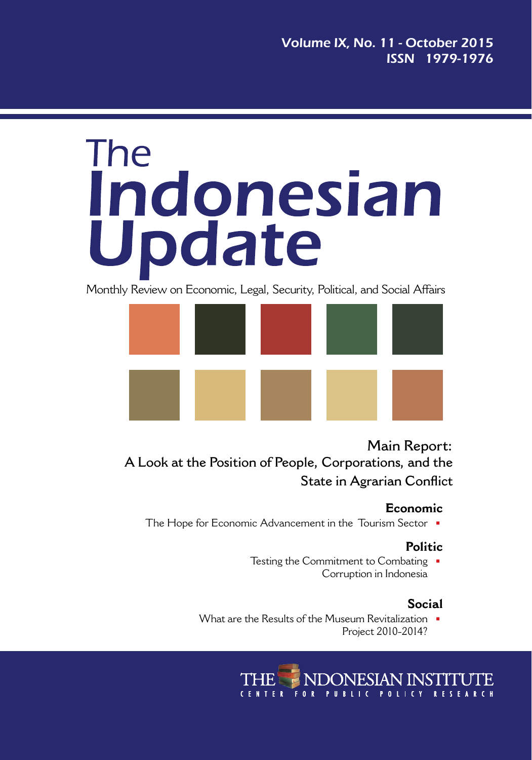Volume IX, No. 11 - October 2015
ISSN 1979-1976

# The Indonesian Update

Monthly Review on Economic, Legal, Security, Political, and Social Affairs

## Main Report: A Look at the Position of People, Corporations, and the State in Agrarian Conflict

### Economic

The Hope for Economic Advancement in the Tourism Sector

### Politic

Testing the Commitment to Combating Corruption in Indonesia

### Social

What are the Results of the Museum Revitalization Project 2010-2014?

THE INDONESIAN INSTITUTE
CENTER FOR PUBLIC POLICY RESEARCH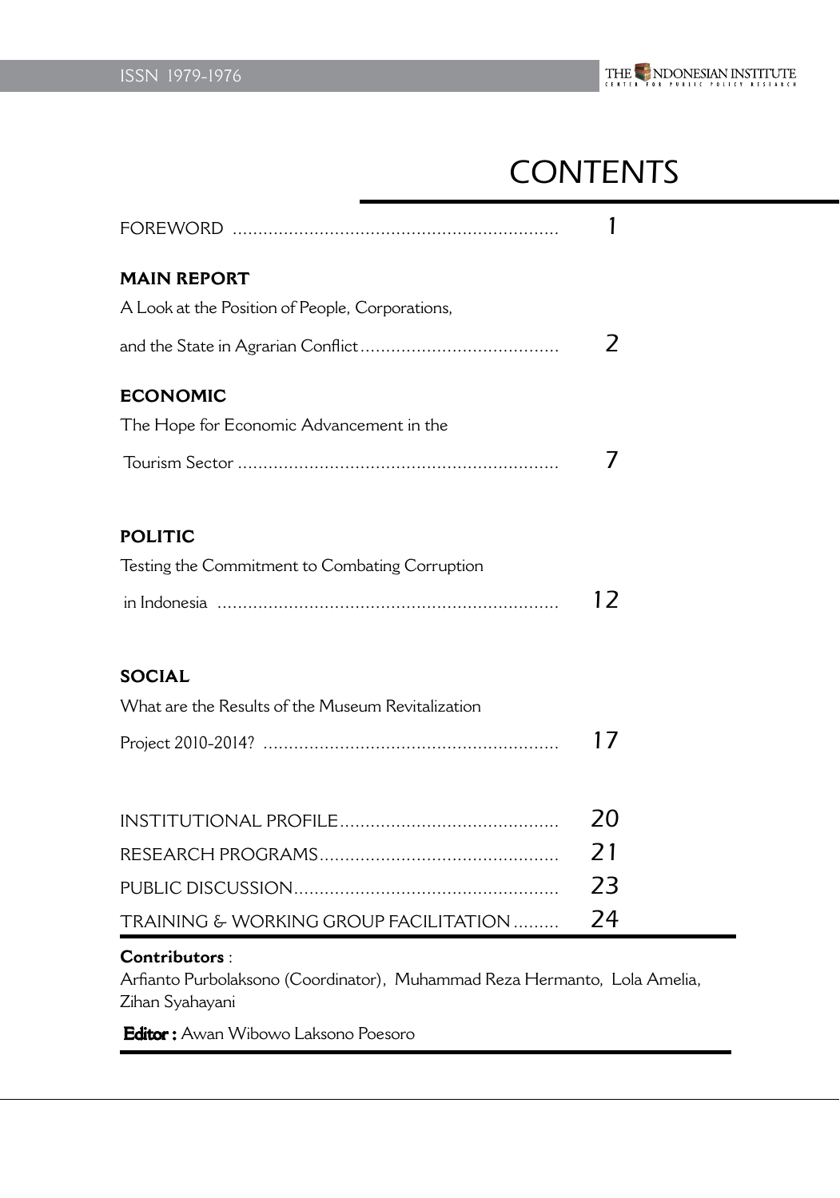# CONTENTS

FOREWORD .............................................................. 1

**MAIN REPORT**

A Look at the Position of People, Corporations, and the State in Agrarian Conflict ...................................... 2

**ECONOMIC**

The Hope for Economic Advancement in the Tourism Sector ............................................................. 7

**POLITIC**

Testing the Commitment to Combating Corruption in Indonesia ................................................................. 12

**SOCIAL**

What are the Results of the Museum Revitalization Project 2010-2014? ........................................................ 17

INSTITUTIONAL PROFILE.......................................... 20

RESEARCH PROGRAMS.............................................. 21

PUBLIC DISCUSSION.................................................. 23

TRAINING & WORKING GROUP FACILITATION ......... 24

**Contributors** :

Arfianto Purbolaksono (Coordinator), Muhammad Reza Hermanto, Lola Amelia, Zihan Syahayani

**Editor :** Awan Wibowo Laksono Poesoro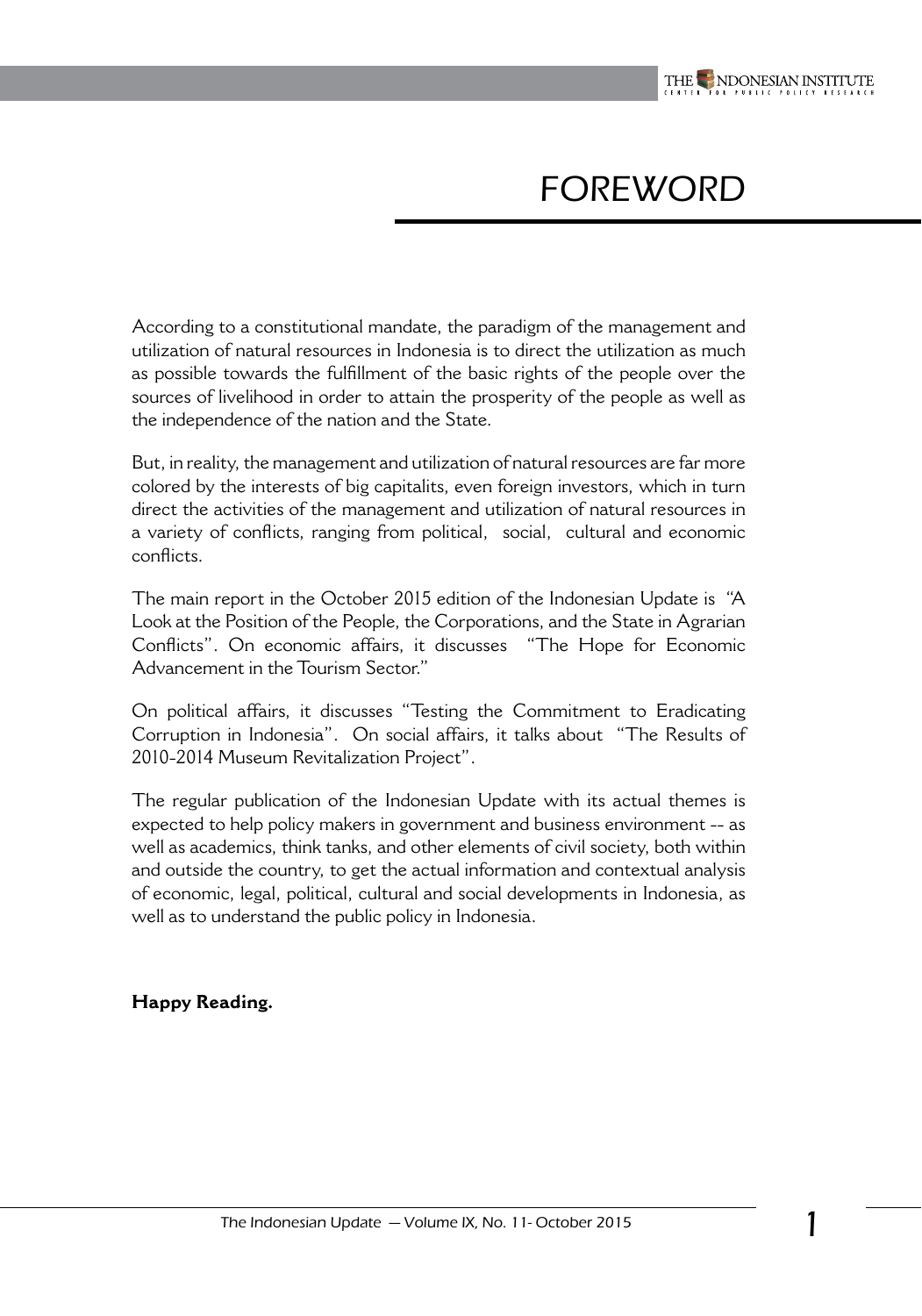# FOREWORD

According to a constitutional mandate, the paradigm of the management and utilization of natural resources in Indonesia is to direct the utilization as much as possible towards the fulfillment of the basic rights of the people over the sources of livelihood in order to attain the prosperity of the people as well as the independence of the nation and the State.

But, in reality, the management and utilization of natural resources are far more colored by the interests of big capitalits, even foreign investors, which in turn direct the activities of the management and utilization of natural resources in a variety of conflicts, ranging from political, social, cultural and economic conflicts.

The main report in the October 2015 edition of the Indonesian Update is "A Look at the Position of the People, the Corporations, and the State in Agrarian Conflicts". On economic affairs, it discusses "The Hope for Economic Advancement in the Tourism Sector."

On political affairs, it discusses "Testing the Commitment to Eradicating Corruption in Indonesia". On social affairs, it talks about "The Results of 2010-2014 Museum Revitalization Project".

The regular publication of the Indonesian Update with its actual themes is expected to help policy makers in government and business environment -- as well as academics, think tanks, and other elements of civil society, both within and outside the country, to get the actual information and contextual analysis of economic, legal, political, cultural and social developments in Indonesia, as well as to understand the public policy in Indonesia.

**Happy Reading.**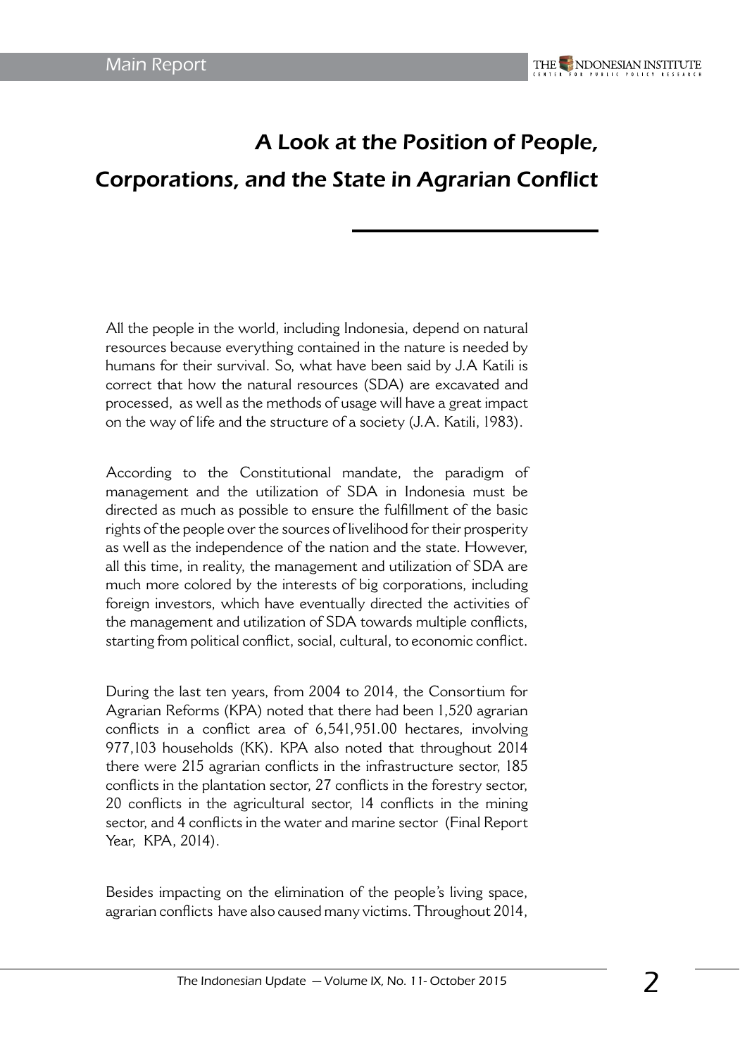# A Look at the Position of People, Corporations, and the State in Agrarian Conflict

All the people in the world, including Indonesia, depend on natural resources because everything contained in the nature is needed by humans for their survival. So, what have been said by J.A Katili is correct that how the natural resources (SDA) are excavated and processed, as well as the methods of usage will have a great impact on the way of life and the structure of a society (J.A. Katili, 1983).

According to the Constitutional mandate, the paradigm of management and the utilization of SDA in Indonesia must be directed as much as possible to ensure the fulfillment of the basic rights of the people over the sources of livelihood for their prosperity as well as the independence of the nation and the state. However, all this time, in reality, the management and utilization of SDA are much more colored by the interests of big corporations, including foreign investors, which have eventually directed the activities of the management and utilization of SDA towards multiple conflicts, starting from political conflict, social, cultural, to economic conflict.

During the last ten years, from 2004 to 2014, the Consortium for Agrarian Reforms (KPA) noted that there had been 1,520 agrarian conflicts in a conflict area of 6,541,951.00 hectares, involving 977,103 households (KK). KPA also noted that throughout 2014 there were 215 agrarian conflicts in the infrastructure sector, 185 conflicts in the plantation sector, 27 conflicts in the forestry sector, 20 conflicts in the agricultural sector, 14 conflicts in the mining sector, and 4 conflicts in the water and marine sector (Final Report Year, KPA, 2014).

Besides impacting on the elimination of the people's living space, agrarian conflicts have also caused many victims. Throughout 2014,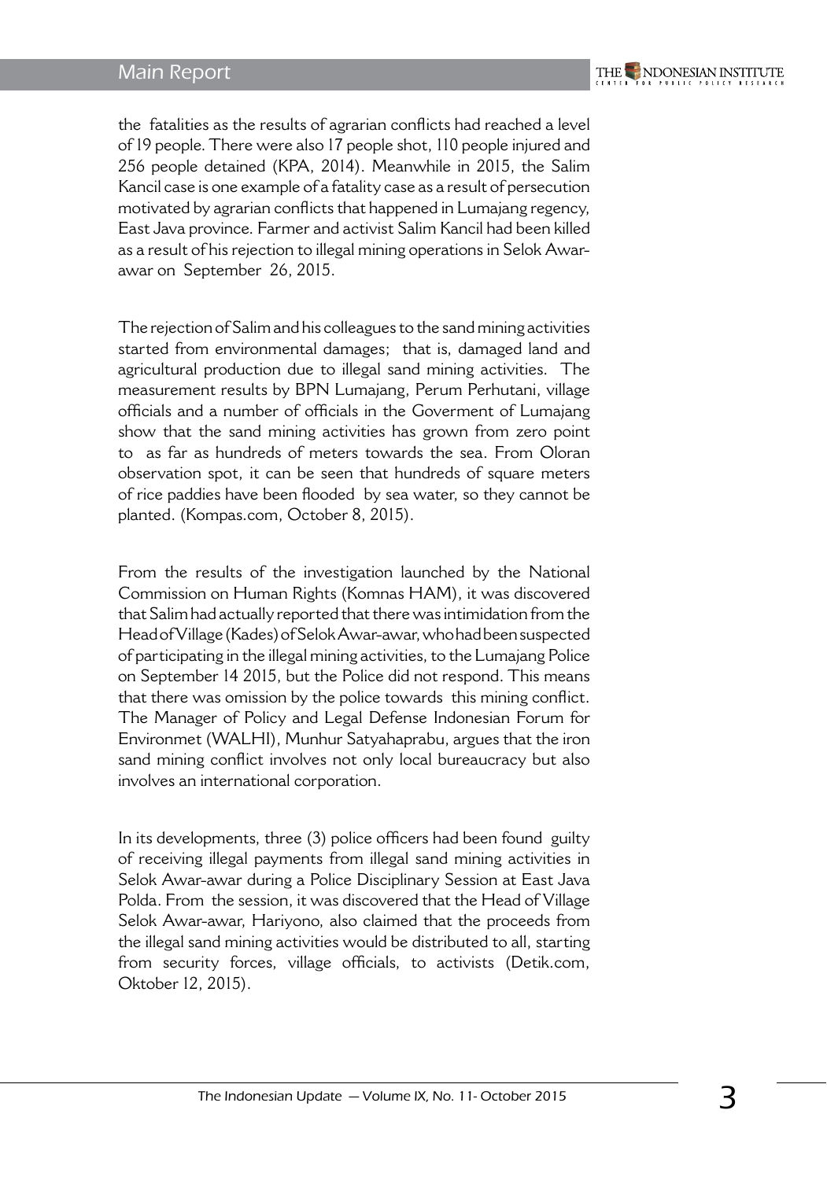the fatalities as the results of agrarian conflicts had reached a level of 19 people. There were also 17 people shot, 110 people injured and 256 people detained (KPA, 2014). Meanwhile in 2015, the Salim Kancil case is one example of a fatality case as a result of persecution motivated by agrarian conflicts that happened in Lumajang regency, East Java province. Farmer and activist Salim Kancil had been killed as a result of his rejection to illegal mining operations in Selok Awar-awar on September 26, 2015.

The rejection of Salim and his colleagues to the sand mining activities started from environmental damages; that is, damaged land and agricultural production due to illegal sand mining activities. The measurement results by BPN Lumajang, Perum Perhutani, village officials and a number of officials in the Goverment of Lumajang show that the sand mining activities has grown from zero point to as far as hundreds of meters towards the sea. From Oloran observation spot, it can be seen that hundreds of square meters of rice paddies have been flooded by sea water, so they cannot be planted. (Kompas.com, October 8, 2015).

From the results of the investigation launched by the National Commission on Human Rights (Komnas HAM), it was discovered that Salim had actually reported that there was intimidation from the Head of Village (Kades) of Selok Awar-awar, who had been suspected of participating in the illegal mining activities, to the Lumajang Police on September 14 2015, but the Police did not respond. This means that there was omission by the police towards this mining conflict. The Manager of Policy and Legal Defense Indonesian Forum for Environmet (WALHI), Munhur Satyahaprabu, argues that the iron sand mining conflict involves not only local bureaucracy but also involves an international corporation.

In its developments, three (3) police officers had been found guilty of receiving illegal payments from illegal sand mining activities in Selok Awar-awar during a Police Disciplinary Session at East Java Polda. From the session, it was discovered that the Head of Village Selok Awar-awar, Hariyono, also claimed that the proceeds from the illegal sand mining activities would be distributed to all, starting from security forces, village officials, to activists (Detik.com, Oktober 12, 2015).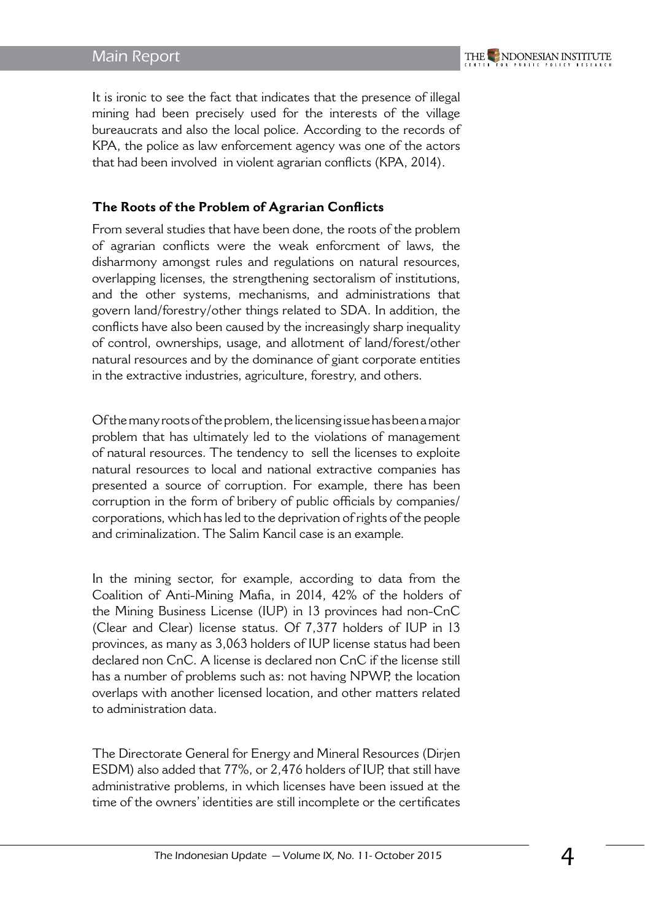It is ironic to see the fact that indicates that the presence of illegal mining had been precisely used for the interests of the village bureaucrats and also the local police. According to the records of KPA, the police as law enforcement agency was one of the actors that had been involved in violent agrarian conflicts (KPA, 2014).

### The Roots of the Problem of Agrarian Conflicts

From several studies that have been done, the roots of the problem of agrarian conflicts were the weak enforcment of laws, the disharmony amongst rules and regulations on natural resources, overlapping licenses, the strengthening sectoralism of institutions, and the other systems, mechanisms, and administrations that govern land/forestry/other things related to SDA. In addition, the conflicts have also been caused by the increasingly sharp inequality of control, ownerships, usage, and allotment of land/forest/other natural resources and by the dominance of giant corporate entities in the extractive industries, agriculture, forestry, and others.

Of the many roots of the problem, the licensing issue has been a major problem that has ultimately led to the violations of management of natural resources. The tendency to sell the licenses to exploite natural resources to local and national extractive companies has presented a source of corruption. For example, there has been corruption in the form of bribery of public officials by companies/ corporations, which has led to the deprivation of rights of the people and criminalization. The Salim Kancil case is an example.

In the mining sector, for example, according to data from the Coalition of Anti-Mining Mafia, in 2014, 42% of the holders of the Mining Business License (IUP) in 13 provinces had non-CnC (Clear and Clear) license status. Of 7,377 holders of IUP in 13 provinces, as many as 3,063 holders of IUP license status had been declared non CnC. A license is declared non CnC if the license still has a number of problems such as: not having NPWP, the location overlaps with another licensed location, and other matters related to administration data.

The Directorate General for Energy and Mineral Resources (Dirjen ESDM) also added that 77%, or 2,476 holders of IUP, that still have administrative problems, in which licenses have been issued at the time of the owners' identities are still incomplete or the certificates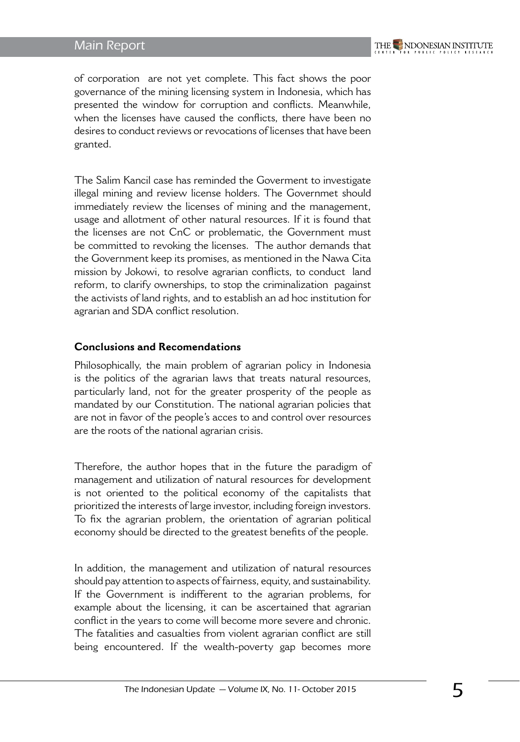of corporation  are not yet complete. This fact shows the poor governance of the mining licensing system in Indonesia, which has presented the window for corruption and conflicts. Meanwhile, when the licenses have caused the conflicts, there have been no desires to conduct reviews or revocations of licenses that have been granted.

The Salim Kancil case has reminded the Goverment to investigate illegal mining and review license holders. The Governmet should immediately review the licenses of mining and the management, usage and allotment of other natural resources. If it is found that the licenses are not CnC or problematic, the Government must be committed to revoking the licenses.  The author demands that the Government keep its promises, as mentioned in the Nawa Cita mission by Jokowi, to resolve agrarian conflicts, to conduct  land reform, to clarify ownerships, to stop the criminalization  pagainst the activists of land rights, and to establish an ad hoc institution for agrarian and SDA conflict resolution.

**Conclusions and Recomendations**

Philosophically, the main problem of agrarian policy in Indonesia is the politics of the agrarian laws that treats natural resources, particularly land, not for the greater prosperity of the people as mandated by our Constitution. The national agrarian policies that are not in favor of the people's acces to and control over resources are the roots of the national agrarian crisis.

Therefore, the author hopes that in the future the paradigm of management and utilization of natural resources for development is not oriented to the political economy of the capitalists that prioritized the interests of large investor, including foreign investors. To fix the agrarian problem, the orientation of agrarian political economy should be directed to the greatest benefits of the people.

In addition, the management and utilization of natural resources should pay attention to aspects of fairness, equity, and sustainability. If the Government is indifferent to the agrarian problems, for example about the licensing, it can be ascertained that agrarian conflict in the years to come will become more severe and chronic. The fatalities and casualties from violent agrarian conflict are still being encountered. If the wealth-poverty gap becomes more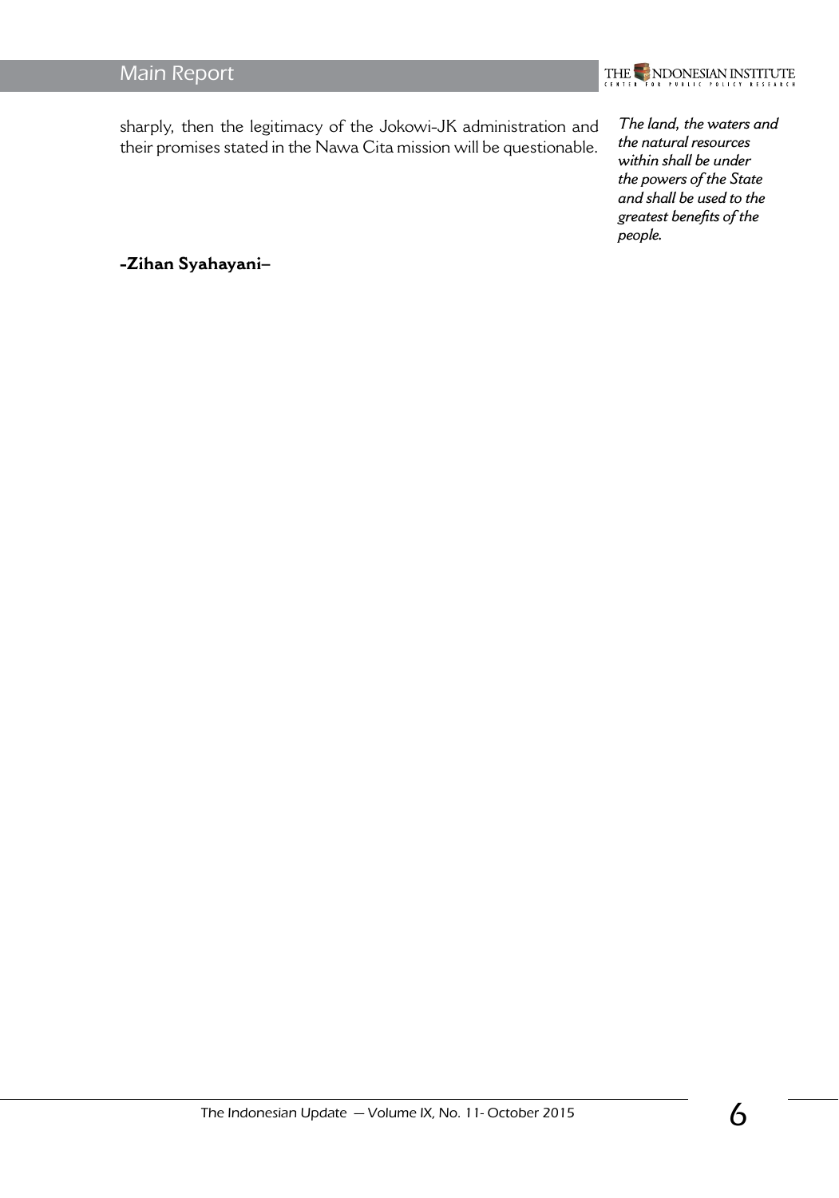sharply, then the legitimacy of the Jokowi-JK administration and their promises stated in the Nawa Cita mission will be questionable.

*The land, the waters and the natural resources within shall be under the powers of the State and shall be used to the greatest benefits of the people.*

**-Zihan Syahayani–**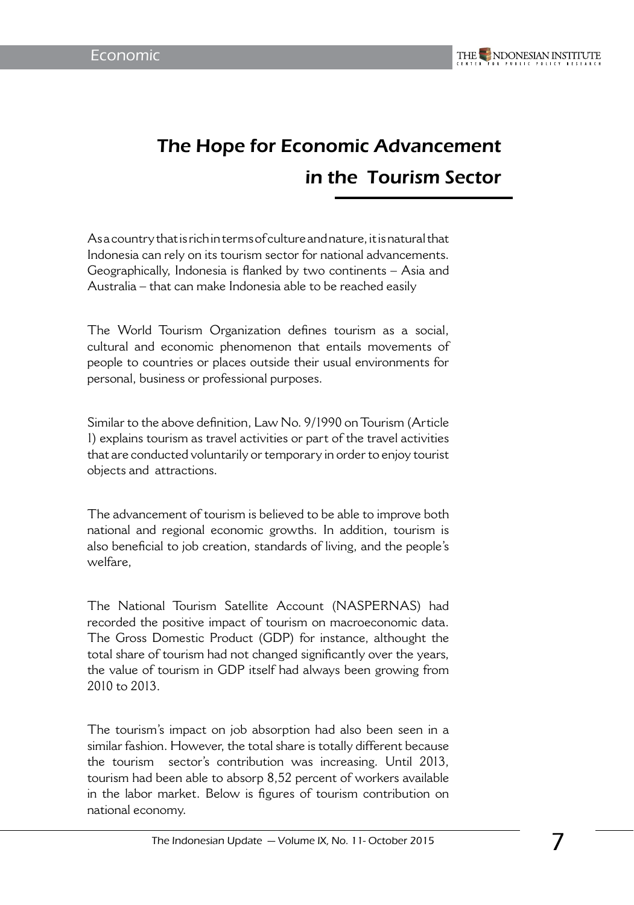# The Hope for Economic Advancement in the Tourism Sector

As a country that is rich in terms of culture and nature, it is natural that Indonesia can rely on its tourism sector for national advancements. Geographically, Indonesia is flanked by two continents – Asia and Australia – that can make Indonesia able to be reached easily

The World Tourism Organization defines tourism as a social, cultural and economic phenomenon that entails movements of people to countries or places outside their usual environments for personal, business or professional purposes.

Similar to the above definition, Law No. 9/1990 on Tourism (Article 1) explains tourism as travel activities or part of the travel activities that are conducted voluntarily or temporary in order to enjoy tourist objects and attractions.

The advancement of tourism is believed to be able to improve both national and regional economic growths. In addition, tourism is also beneficial to job creation, standards of living, and the people's welfare,

The National Tourism Satellite Account (NASPERNAS) had recorded the positive impact of tourism on macroeconomic data. The Gross Domestic Product (GDP) for instance, althought the total share of tourism had not changed significantly over the years, the value of tourism in GDP itself had always been growing from 2010 to 2013.

The tourism's impact on job absorption had also been seen in a similar fashion. However, the total share is totally different because the tourism sector's contribution was increasing. Until 2013, tourism had been able to absorp 8,52 percent of workers available in the labor market. Below is figures of tourism contribution on national economy.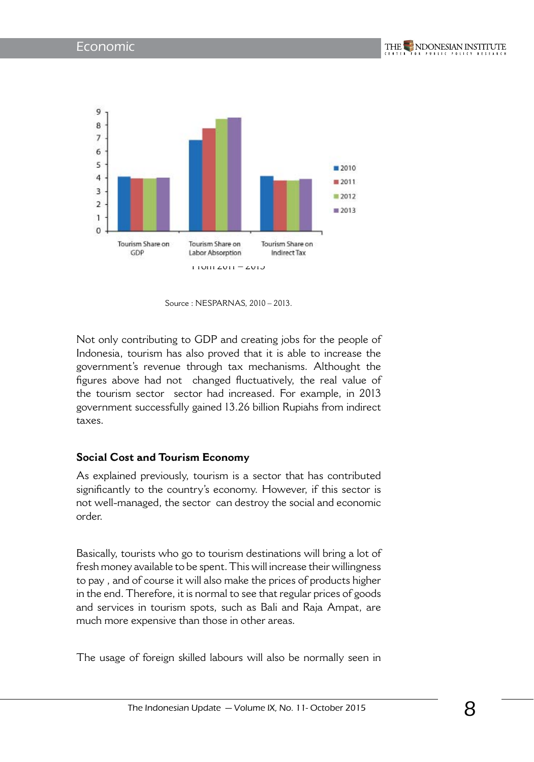Source : NESPARNAS, 2010 – 2013.

Not only contributing to GDP and creating jobs for the people of Indonesia, tourism has also proved that it is able to increase the government's revenue through tax mechanisms. Althought the figures above had not changed fluctuatively, the real value of the tourism sector sector had increased. For example, in 2013 government successfully gained 13.26 billion Rupiahs from indirect taxes.

### Social Cost and Tourism Economy

As explained previously, tourism is a sector that has contributed significantly to the country's economy. However, if this sector is not well-managed, the sector can destroy the social and economic order.

Basically, tourists who go to tourism destinations will bring a lot of fresh money available to be spent. This will increase their willingness to pay , and of course it will also make the prices of products higher in the end. Therefore, it is normal to see that regular prices of goods and services in tourism spots, such as Bali and Raja Ampat, are much more expensive than those in other areas.

The usage of foreign skilled labours will also be normally seen in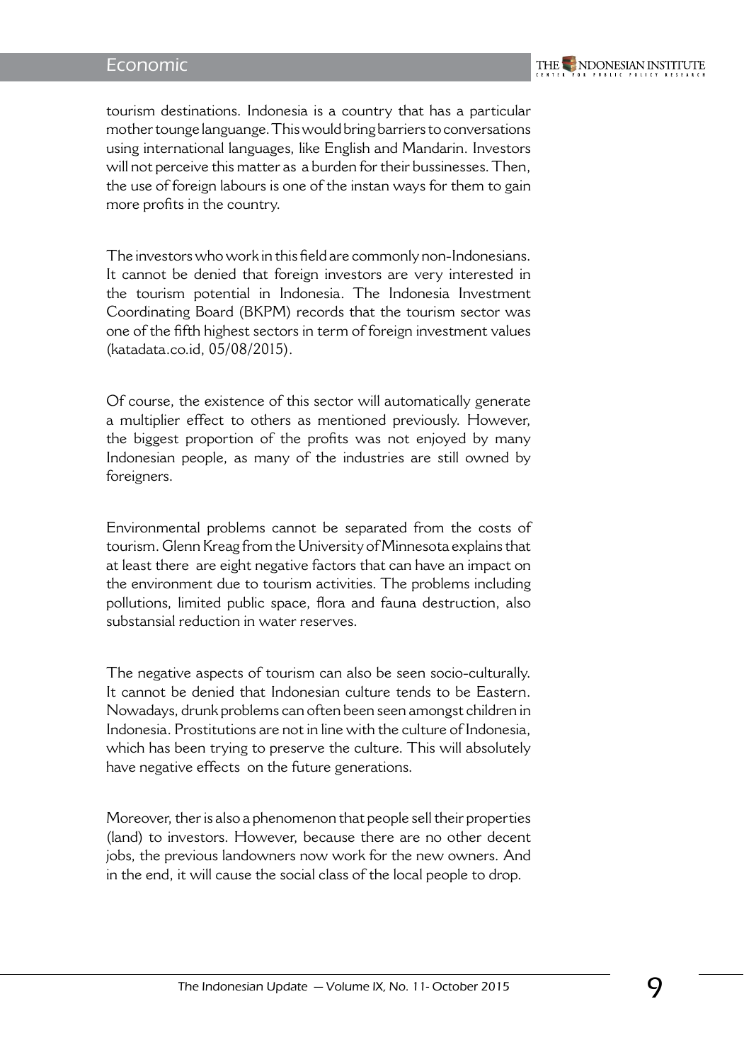tourism destinations. Indonesia is a country that has a particular mother tounge languange. This would bring barriers to conversations using international languages, like English and Mandarin. Investors will not perceive this matter as a burden for their bussinesses. Then, the use of foreign labours is one of the instan ways for them to gain more profits in the country.

The investors who work in this field are commonly non-Indonesians. It cannot be denied that foreign investors are very interested in the tourism potential in Indonesia. The Indonesia Investment Coordinating Board (BKPM) records that the tourism sector was one of the fifth highest sectors in term of foreign investment values (katadata.co.id, 05/08/2015).

Of course, the existence of this sector will automatically generate a multiplier effect to others as mentioned previously. However, the biggest proportion of the profits was not enjoyed by many Indonesian people, as many of the industries are still owned by foreigners.

Environmental problems cannot be separated from the costs of tourism. Glenn Kreag from the University of Minnesota explains that at least there are eight negative factors that can have an impact on the environment due to tourism activities. The problems including pollutions, limited public space, flora and fauna destruction, also substansial reduction in water reserves.

The negative aspects of tourism can also be seen socio-culturally. It cannot be denied that Indonesian culture tends to be Eastern. Nowadays, drunk problems can often been seen amongst children in Indonesia. Prostitutions are not in line with the culture of Indonesia, which has been trying to preserve the culture. This will absolutely have negative effects on the future generations.

Moreover, ther is also a phenomenon that people sell their properties (land) to investors. However, because there are no other decent jobs, the previous landowners now work for the new owners. And in the end, it will cause the social class of the local people to drop.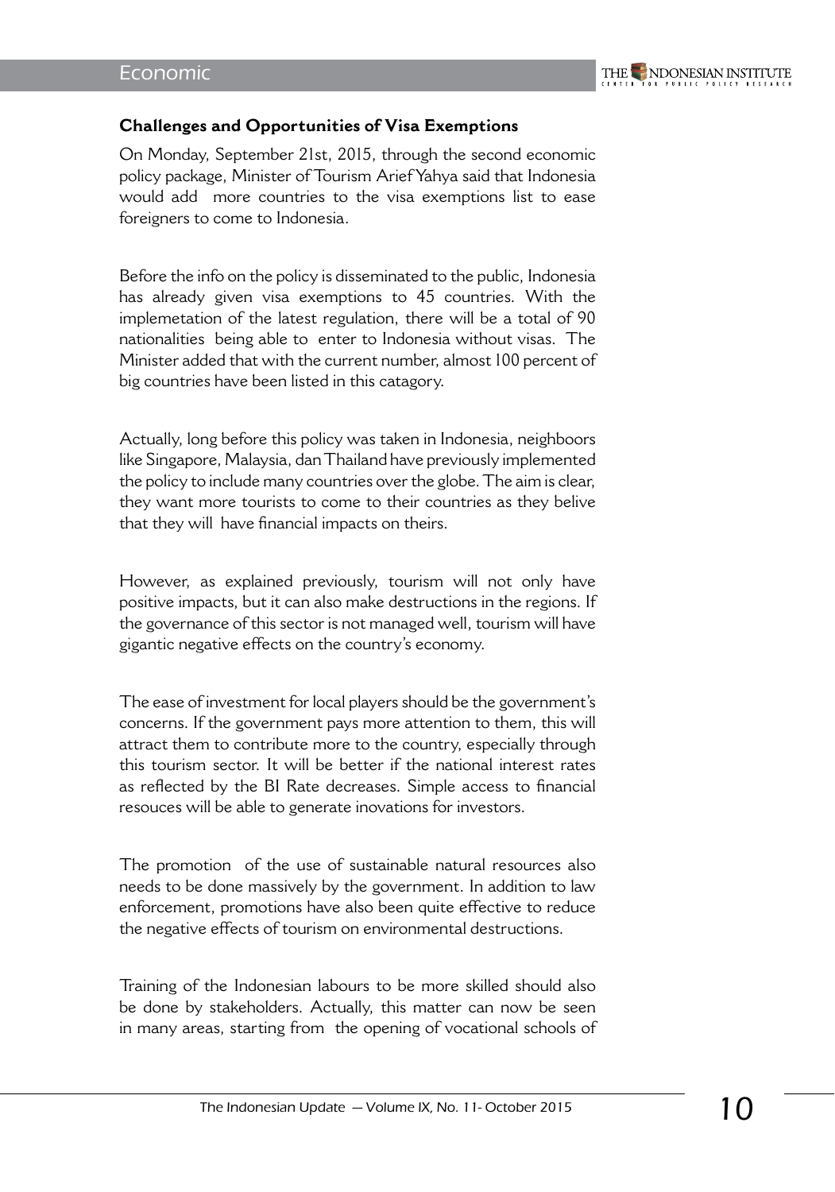### Challenges and Opportunities of Visa Exemptions

On Monday, September 21st, 2015, through the second economic policy package, Minister of Tourism Arief Yahya said that Indonesia would add more countries to the visa exemptions list to ease foreigners to come to Indonesia.

Before the info on the policy is disseminated to the public, Indonesia has already given visa exemptions to 45 countries. With the implemetation of the latest regulation, there will be a total of 90 nationalities being able to enter to Indonesia without visas. The Minister added that with the current number, almost 100 percent of big countries have been listed in this catagory.

Actually, long before this policy was taken in Indonesia, neighboors like Singapore, Malaysia, dan Thailand have previously implemented the policy to include many countries over the globe. The aim is clear, they want more tourists to come to their countries as they belive that they will have financial impacts on theirs.

However, as explained previously, tourism will not only have positive impacts, but it can also make destructions in the regions. If the governance of this sector is not managed well, tourism will have gigantic negative effects on the country's economy.

The ease of investment for local players should be the government's concerns. If the government pays more attention to them, this will attract them to contribute more to the country, especially through this tourism sector. It will be better if the national interest rates as reflected by the BI Rate decreases. Simple access to financial resouces will be able to generate inovations for investors.

The promotion of the use of sustainable natural resources also needs to be done massively by the government. In addition to law enforcement, promotions have also been quite effective to reduce the negative effects of tourism on environmental destructions.

Training of the Indonesian labours to be more skilled should also be done by stakeholders. Actually, this matter can now be seen in many areas, starting from the opening of vocational schools of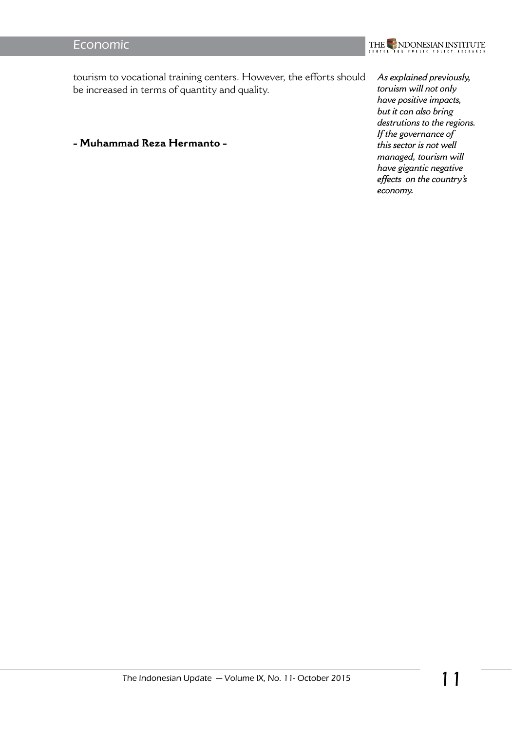tourism to vocational training centers. However, the efforts should be increased in terms of quantity and quality.

**- Muhammad Reza Hermanto -**

*As explained previously, toruism will not only have positive impacts, but it can also bring destrutions to the regions. If the governance of this sector is not well managed, tourism will have gigantic negative effects on the country's economy.*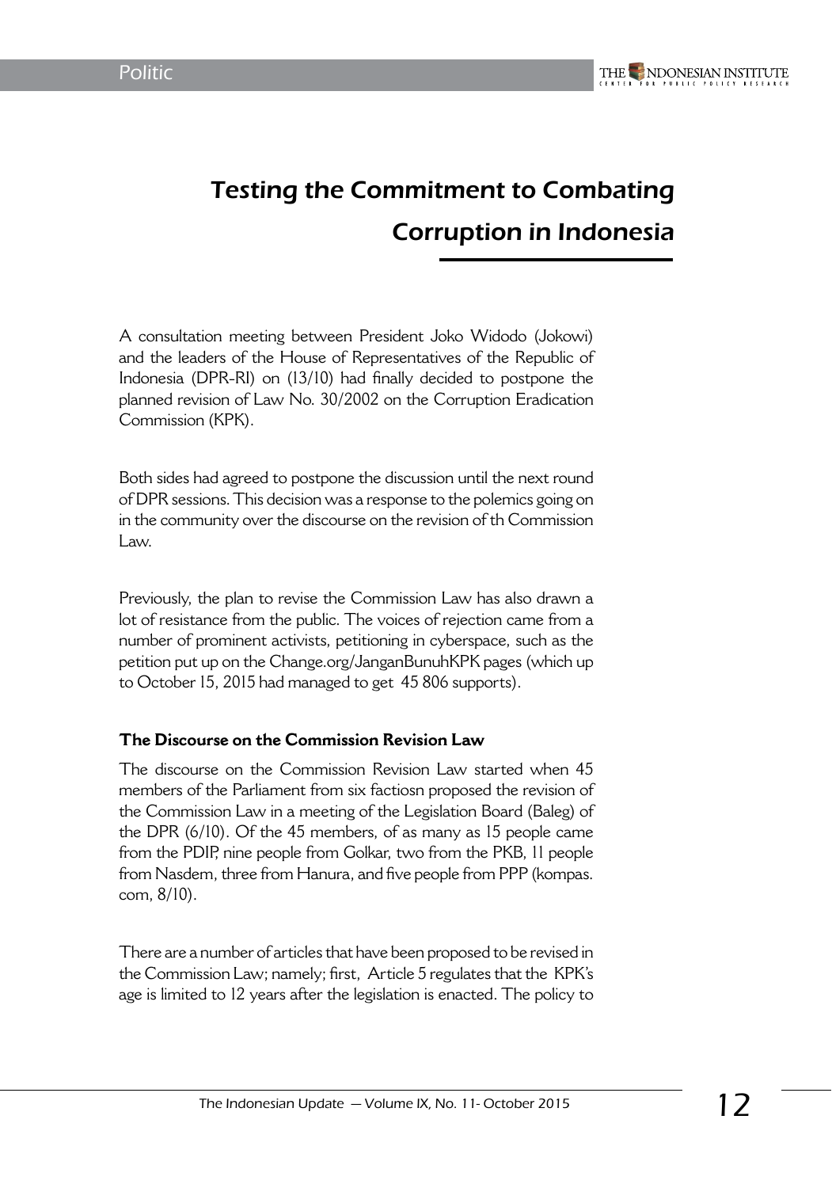# Testing the Commitment to Combating Corruption in Indonesia

A consultation meeting between President Joko Widodo (Jokowi) and the leaders of the House of Representatives of the Republic of Indonesia (DPR-RI) on (13/10) had finally decided to postpone the planned revision of Law No. 30/2002 on the Corruption Eradication Commission (KPK).

Both sides had agreed to postpone the discussion until the next round of DPR sessions. This decision was a response to the polemics going on in the community over the discourse on the revision of th Commission Law.

Previously, the plan to revise the Commission Law has also drawn a lot of resistance from the public. The voices of rejection came from a number of prominent activists, petitioning in cyberspace, such as the petition put up on the Change.org/JanganBunuhKPK pages (which up to October 15, 2015 had managed to get 45 806 supports).

**The Discourse on the Commission Revision Law**

The discourse on the Commission Revision Law started when 45 members of the Parliament from six factiosn proposed the revision of the Commission Law in a meeting of the Legislation Board (Baleg) of the DPR (6/10). Of the 45 members, of as many as 15 people came from the PDIP, nine people from Golkar, two from the PKB, 11 people from Nasdem, three from Hanura, and five people from PPP (kompas.com, 8/10).

There are a number of articles that have been proposed to be revised in the Commission Law; namely; first, Article 5 regulates that the KPK's age is limited to 12 years after the legislation is enacted. The policy to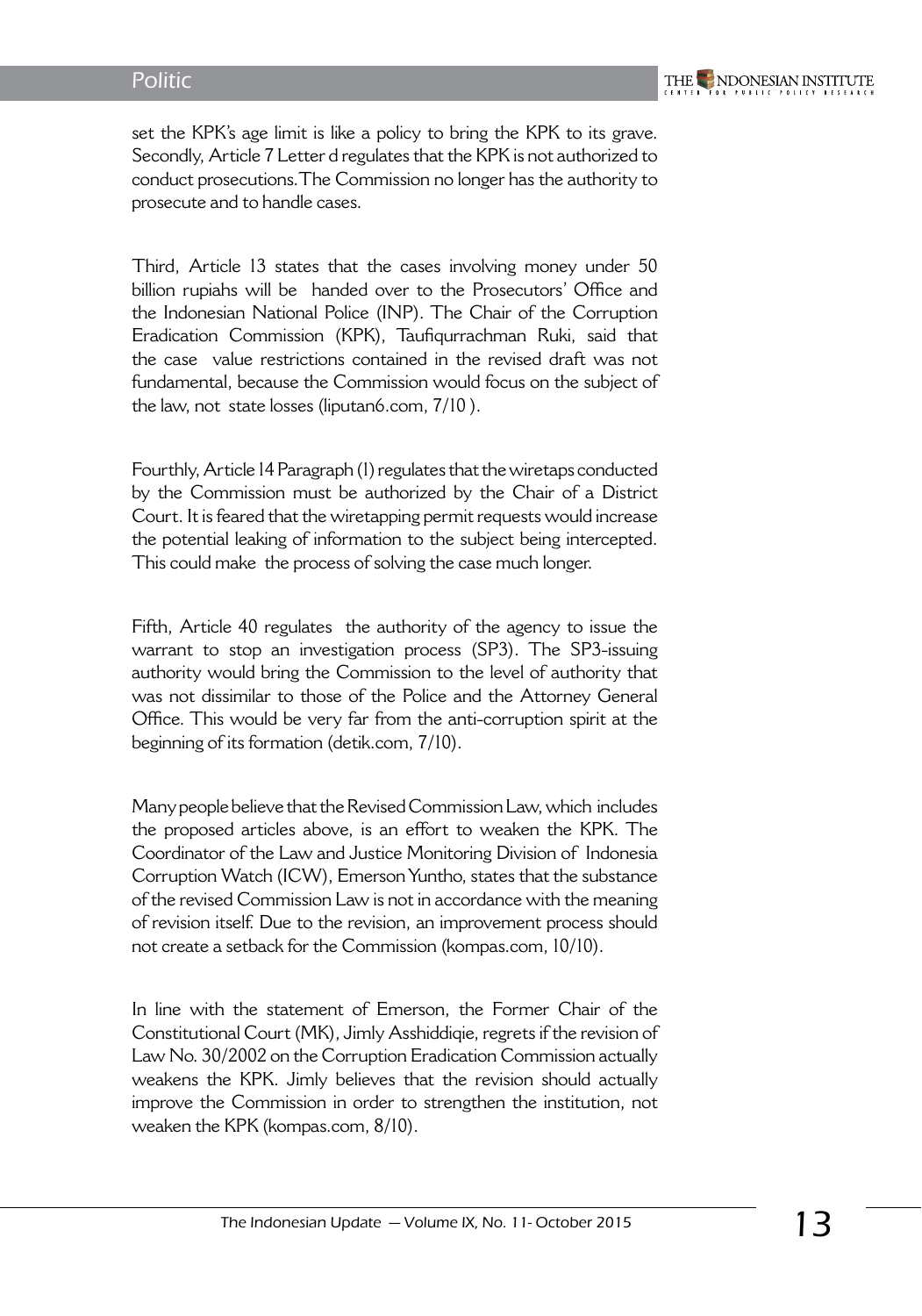set the KPK's age limit is like a policy to bring the KPK to its grave. Secondly, Article 7 Letter d regulates that the KPK is not authorized to conduct prosecutions. The Commission no longer has the authority to prosecute and to handle cases.

Third, Article 13 states that the cases involving money under 50 billion rupiahs will be handed over to the Prosecutors' Office and the Indonesian National Police (INP). The Chair of the Corruption Eradication Commission (KPK), Taufiqurrachman Ruki, said that the case value restrictions contained in the revised draft was not fundamental, because the Commission would focus on the subject of the law, not state losses (liputan6.com, 7/10 ).

Fourthly, Article 14 Paragraph (1) regulates that the wiretaps conducted by the Commission must be authorized by the Chair of a District Court. It is feared that the wiretapping permit requests would increase the potential leaking of information to the subject being intercepted. This could make the process of solving the case much longer.

Fifth, Article 40 regulates the authority of the agency to issue the warrant to stop an investigation process (SP3). The SP3-issuing authority would bring the Commission to the level of authority that was not dissimilar to those of the Police and the Attorney General Office. This would be very far from the anti-corruption spirit at the beginning of its formation (detik.com, 7/10).

Many people believe that the Revised Commission Law, which includes the proposed articles above, is an effort to weaken the KPK. The Coordinator of the Law and Justice Monitoring Division of Indonesia Corruption Watch (ICW), Emerson Yuntho, states that the substance of the revised Commission Law is not in accordance with the meaning of revision itself. Due to the revision, an improvement process should not create a setback for the Commission (kompas.com, 10/10).

In line with the statement of Emerson, the Former Chair of the Constitutional Court (MK), Jimly Asshiddiqie, regrets if the revision of Law No. 30/2002 on the Corruption Eradication Commission actually weakens the KPK. Jimly believes that the revision should actually improve the Commission in order to strengthen the institution, not weaken the KPK (kompas.com, 8/10).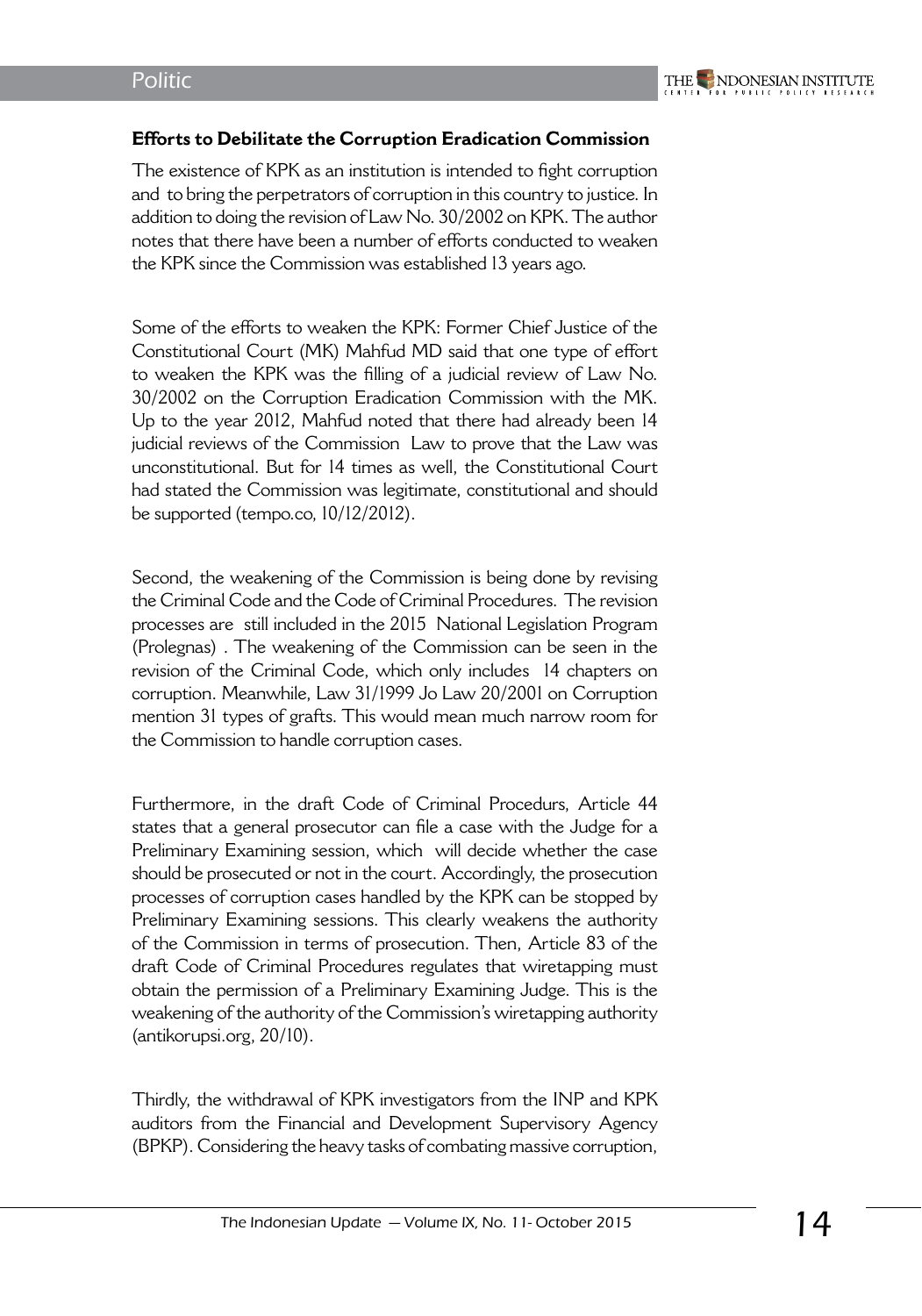### Efforts to Debilitate the Corruption Eradication Commission

The existence of KPK as an institution is intended to fight corruption and to bring the perpetrators of corruption in this country to justice. In addition to doing the revision of Law No. 30/2002 on KPK. The author notes that there have been a number of efforts conducted to weaken the KPK since the Commission was established 13 years ago.

Some of the efforts to weaken the KPK: Former Chief Justice of the Constitutional Court (MK) Mahfud MD said that one type of effort to weaken the KPK was the filling of a judicial review of Law No. 30/2002 on the Corruption Eradication Commission with the MK. Up to the year 2012, Mahfud noted that there had already been 14 judicial reviews of the Commission Law to prove that the Law was unconstitutional. But for 14 times as well, the Constitutional Court had stated the Commission was legitimate, constitutional and should be supported (tempo.co, 10/12/2012).

Second, the weakening of the Commission is being done by revising the Criminal Code and the Code of Criminal Procedures. The revision processes are still included in the 2015 National Legislation Program (Prolegnas) . The weakening of the Commission can be seen in the revision of the Criminal Code, which only includes 14 chapters on corruption. Meanwhile, Law 31/1999 Jo Law 20/2001 on Corruption mention 31 types of grafts. This would mean much narrow room for the Commission to handle corruption cases.

Furthermore, in the draft Code of Criminal Procedurs, Article 44 states that a general prosecutor can file a case with the Judge for a Preliminary Examining session, which will decide whether the case should be prosecuted or not in the court. Accordingly, the prosecution processes of corruption cases handled by the KPK can be stopped by Preliminary Examining sessions. This clearly weakens the authority of the Commission in terms of prosecution. Then, Article 83 of the draft Code of Criminal Procedures regulates that wiretapping must obtain the permission of a Preliminary Examining Judge. This is the weakening of the authority of the Commission's wiretapping authority (antikorupsi.org, 20/10).

Thirdly, the withdrawal of KPK investigators from the INP and KPK auditors from the Financial and Development Supervisory Agency (BPKP). Considering the heavy tasks of combating massive corruption,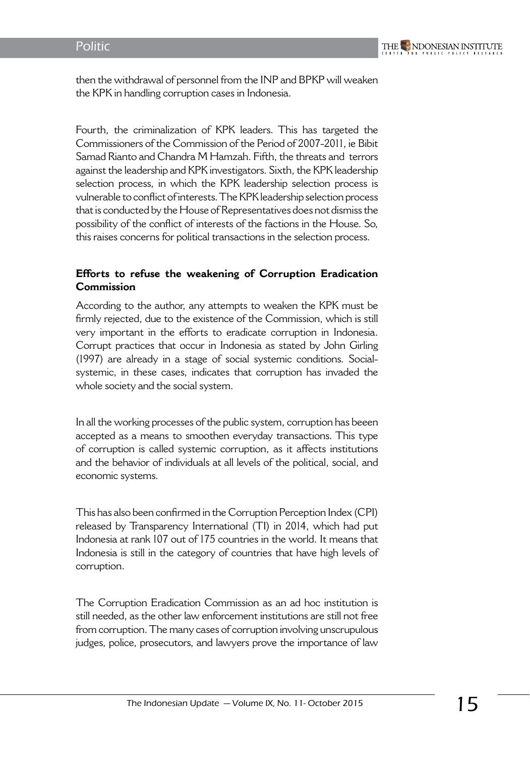then the withdrawal of personnel from the INP and BPKP will weaken the KPK in handling corruption cases in Indonesia.

Fourth, the criminalization of KPK leaders. This has targeted the Commissioners of the Commission of the Period of 2007-2011, ie Bibit Samad Rianto and Chandra M Hamzah. Fifth, the threats and terrors against the leadership and KPK investigators. Sixth, the KPK leadership selection process, in which the KPK leadership selection process is vulnerable to conflict of interests. The KPK leadership selection process that is conducted by the House of Representatives does not dismiss the possibility of the conflict of interests of the factions in the House. So, this raises concerns for political transactions in the selection process.

### Efforts to refuse the weakening of Corruption Eradication Commission

According to the author, any attempts to weaken the KPK must be firmly rejected, due to the existence of the Commission, which is still very important in the efforts to eradicate corruption in Indonesia. Corrupt practices that occur in Indonesia as stated by John Girling (1997) are already in a stage of social systemic conditions. Social-systemic, in these cases, indicates that corruption has invaded the whole society and the social system.

In all the working processes of the public system, corruption has beeen accepted as a means to smoothen everyday transactions. This type of corruption is called systemic corruption, as it affects institutions and the behavior of individuals at all levels of the political, social, and economic systems.

This has also been confirmed in the Corruption Perception Index (CPI) released by Transparency International (TI) in 2014, which had put Indonesia at rank 107 out of 175 countries in the world. It means that Indonesia is still in the category of countries that have high levels of corruption.

The Corruption Eradication Commission as an ad hoc institution is still needed, as the other law enforcement institutions are still not free from corruption. The many cases of corruption involving unscrupulous judges, police, prosecutors, and lawyers prove the importance of law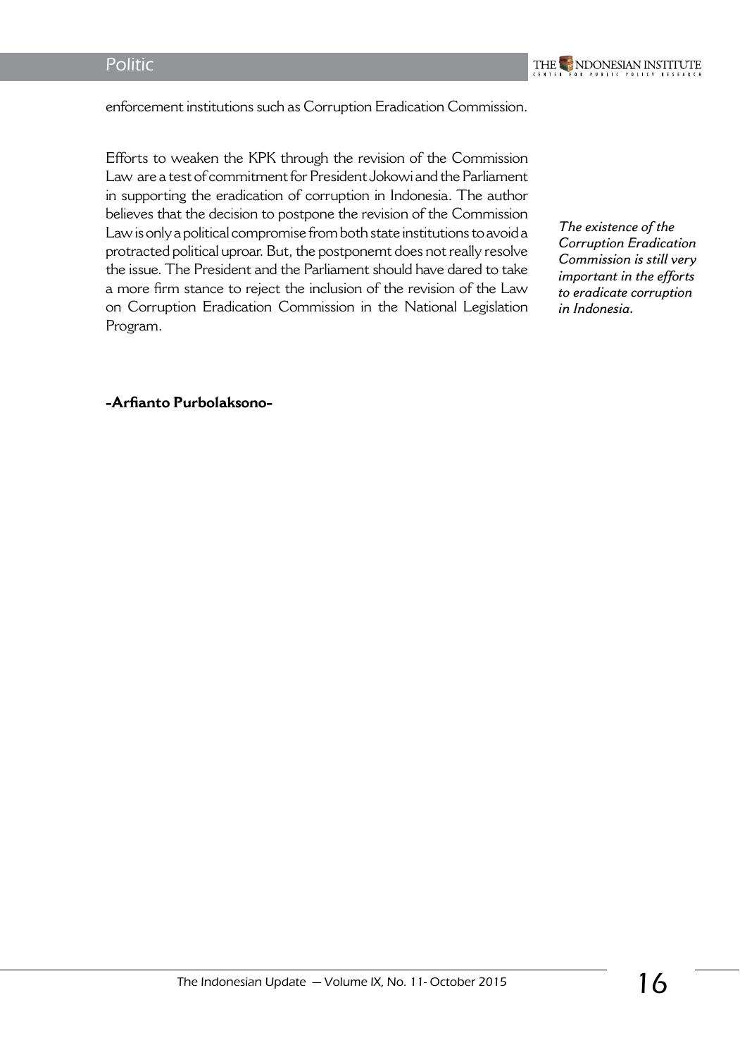enforcement institutions such as Corruption Eradication Commission.

Efforts to weaken the KPK through the revision of the Commission Law are a test of commitment for President Jokowi and the Parliament in supporting the eradication of corruption in Indonesia. The author believes that the decision to postpone the revision of the Commission Law is only a political compromise from both state institutions to avoid a protracted political uproar. But, the postponemt does not really resolve the issue. The President and the Parliament should have dared to take a more firm stance to reject the inclusion of the revision of the Law on Corruption Eradication Commission in the National Legislation Program.

*The existence of the Corruption Eradication Commission is still very important in the efforts to eradicate corruption in Indonesia.*

**-Arfianto Purbolaksono-**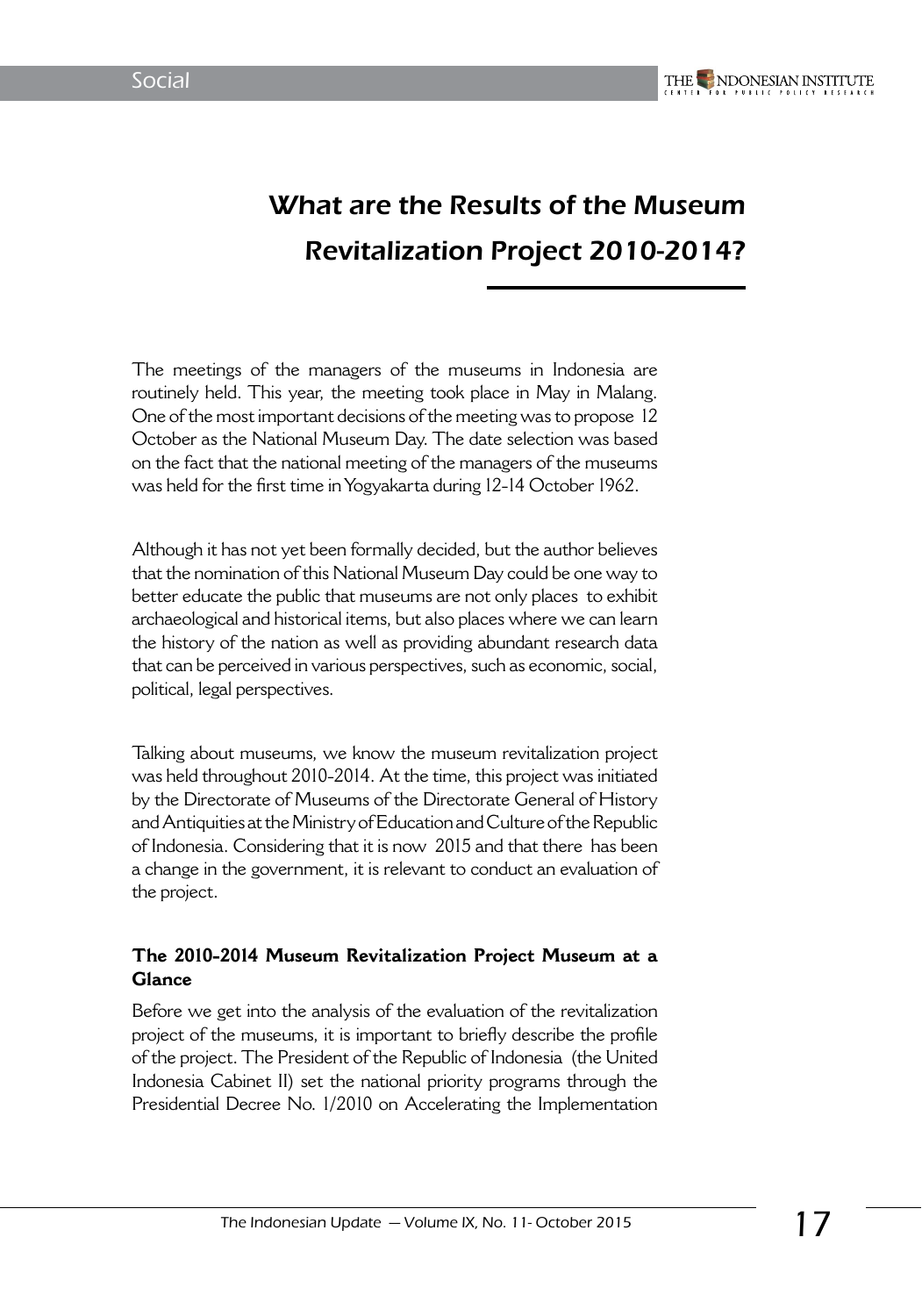# What are the Results of the Museum Revitalization Project 2010-2014?

The meetings of the managers of the museums in Indonesia are routinely held. This year, the meeting took place in May in Malang. One of the most important decisions of the meeting was to propose 12 October as the National Museum Day. The date selection was based on the fact that the national meeting of the managers of the museums was held for the first time in Yogyakarta during 12-14 October 1962.

Although it has not yet been formally decided, but the author believes that the nomination of this National Museum Day could be one way to better educate the public that museums are not only places to exhibit archaeological and historical items, but also places where we can learn the history of the nation as well as providing abundant research data that can be perceived in various perspectives, such as economic, social, political, legal perspectives.

Talking about museums, we know the museum revitalization project was held throughout 2010-2014. At the time, this project was initiated by the Directorate of Museums of the Directorate General of History and Antiquities at the Ministry of Education and Culture of the Republic of Indonesia. Considering that it is now 2015 and that there has been a change in the government, it is relevant to conduct an evaluation of the project.

**The 2010-2014 Museum Revitalization Project Museum at a Glance**

Before we get into the analysis of the evaluation of the revitalization project of the museums, it is important to briefly describe the profile of the project. The President of the Republic of Indonesia (the United Indonesia Cabinet II) set the national priority programs through the Presidential Decree No. 1/2010 on Accelerating the Implementation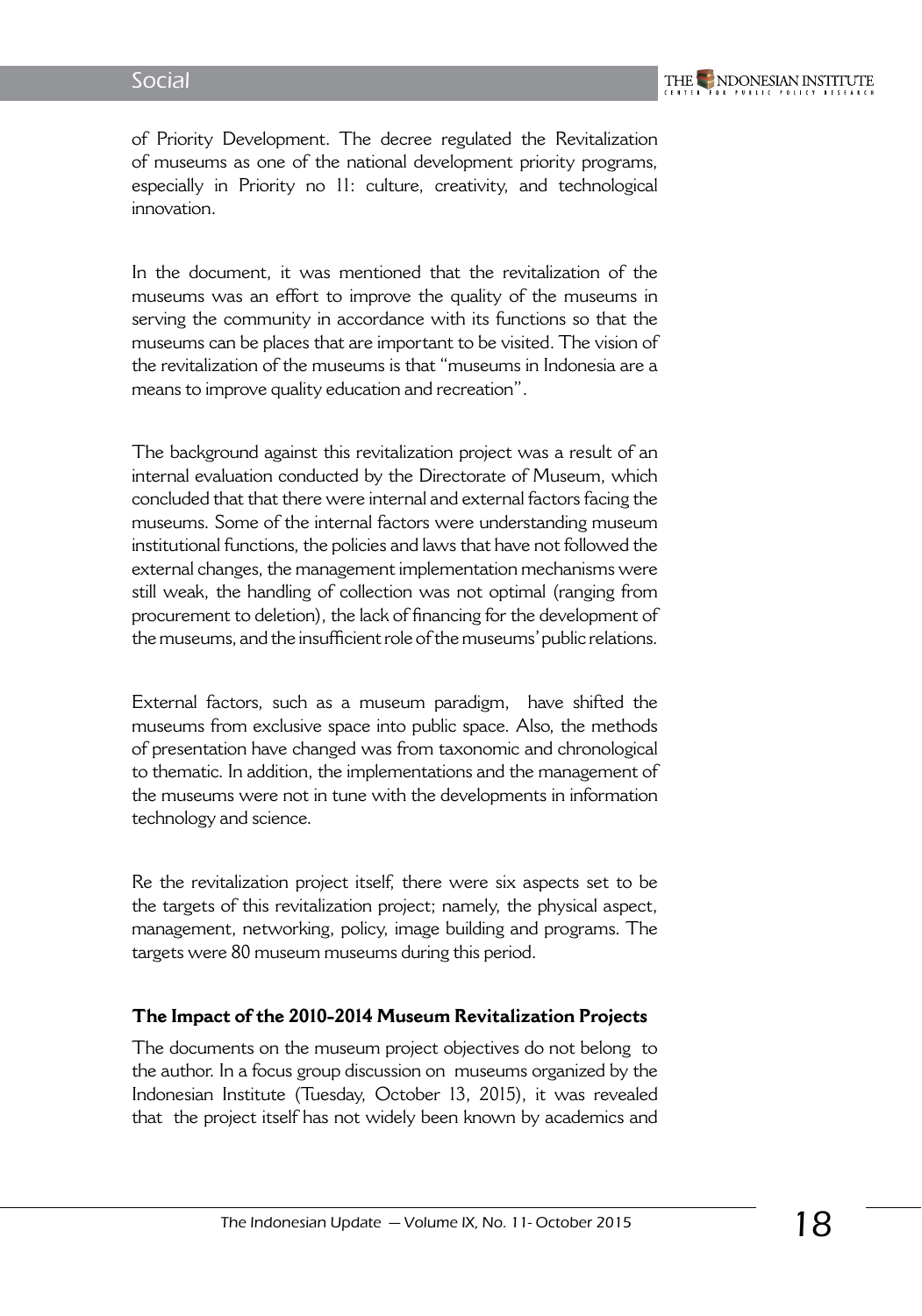of Priority Development. The decree regulated the Revitalization of museums as one of the national development priority programs, especially in Priority no 11: culture, creativity, and technological innovation.

In the document, it was mentioned that the revitalization of the museums was an effort to improve the quality of the museums in serving the community in accordance with its functions so that the museums can be places that are important to be visited. The vision of the revitalization of the museums is that "museums in Indonesia are a means to improve quality education and recreation".

The background against this revitalization project was a result of an internal evaluation conducted by the Directorate of Museum, which concluded that that there were internal and external factors facing the museums. Some of the internal factors were understanding museum institutional functions, the policies and laws that have not followed the external changes, the management implementation mechanisms were still weak, the handling of collection was not optimal (ranging from procurement to deletion), the lack of financing for the development of the museums, and the insufficient role of the museums' public relations.

External factors, such as a museum paradigm, have shifted the museums from exclusive space into public space. Also, the methods of presentation have changed was from taxonomic and chronological to thematic. In addition, the implementations and the management of the museums were not in tune with the developments in information technology and science.

Re the revitalization project itself, there were six aspects set to be the targets of this revitalization project; namely, the physical aspect, management, networking, policy, image building and programs. The targets were 80 museum museums during this period.

### The Impact of the 2010-2014 Museum Revitalization Projects

The documents on the museum project objectives do not belong to the author. In a focus group discussion on museums organized by the Indonesian Institute (Tuesday, October 13, 2015), it was revealed that the project itself has not widely been known by academics and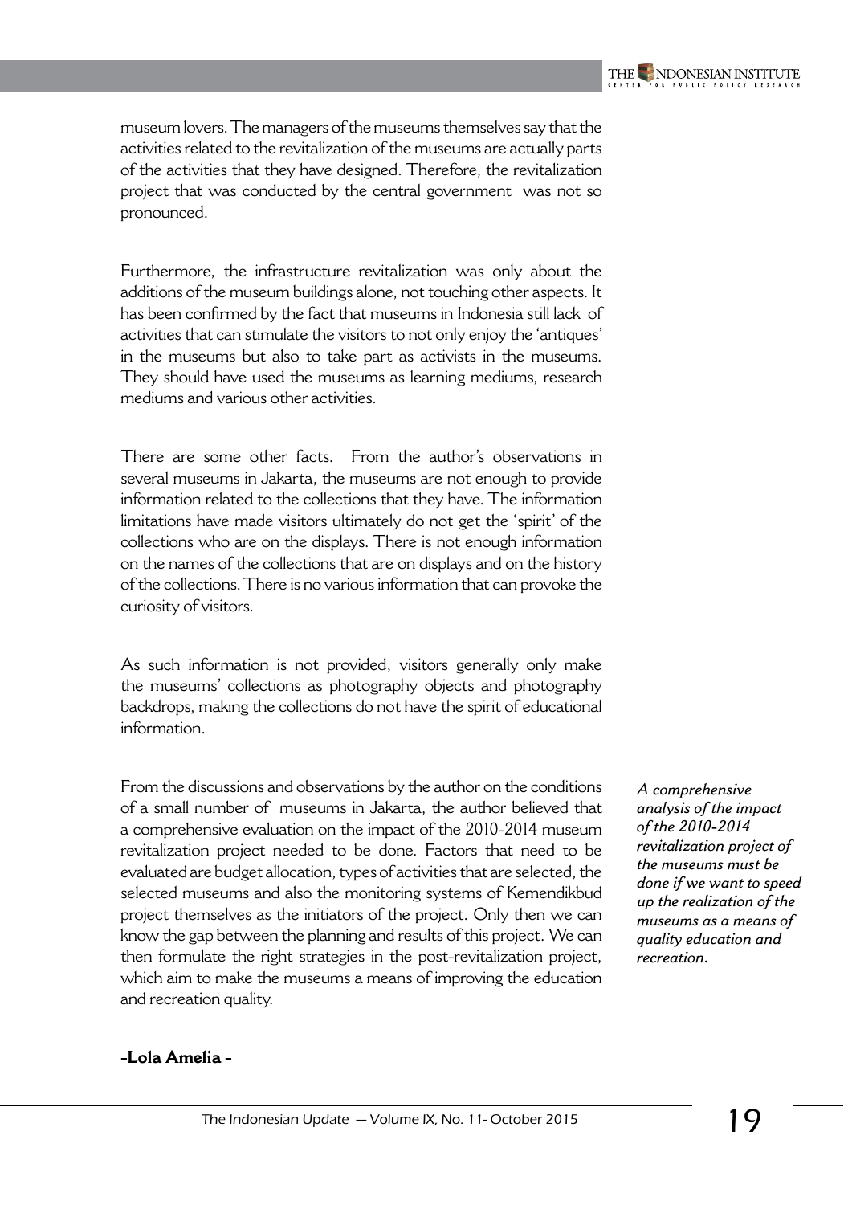museum lovers. The managers of the museums themselves say that the activities related to the revitalization of the museums are actually parts of the activities that they have designed. Therefore, the revitalization project that was conducted by the central government was not so pronounced.

Furthermore, the infrastructure revitalization was only about the additions of the museum buildings alone, not touching other aspects. It has been confirmed by the fact that museums in Indonesia still lack of activities that can stimulate the visitors to not only enjoy the 'antiques' in the museums but also to take part as activists in the museums. They should have used the museums as learning mediums, research mediums and various other activities.

There are some other facts. From the author's observations in several museums in Jakarta, the museums are not enough to provide information related to the collections that they have. The information limitations have made visitors ultimately do not get the 'spirit' of the collections who are on the displays. There is not enough information on the names of the collections that are on displays and on the history of the collections. There is no various information that can provoke the curiosity of visitors.

As such information is not provided, visitors generally only make the museums' collections as photography objects and photography backdrops, making the collections do not have the spirit of educational information.

From the discussions and observations by the author on the conditions of a small number of museums in Jakarta, the author believed that a comprehensive evaluation on the impact of the 2010-2014 museum revitalization project needed to be done. Factors that need to be evaluated are budget allocation, types of activities that are selected, the selected museums and also the monitoring systems of Kemendikbud project themselves as the initiators of the project. Only then we can know the gap between the planning and results of this project. We can then formulate the right strategies in the post-revitalization project, which aim to make the museums a means of improving the education and recreation quality.

*A comprehensive analysis of the impact of the 2010-2014 revitalization project of the museums must be done if we want to speed up the realization of the museums as a means of quality education and recreation.*

**-Lola Amelia -**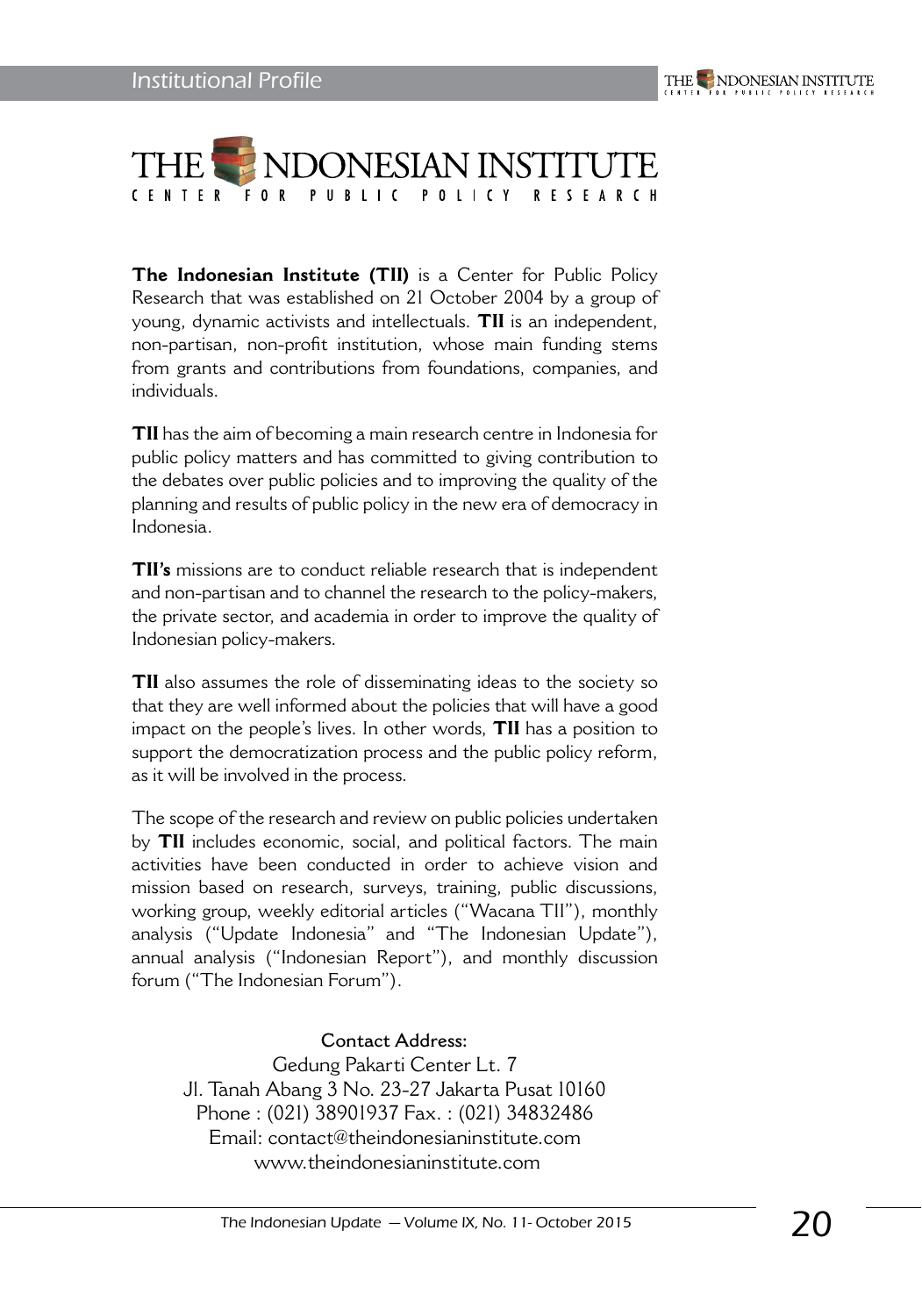# THE INDONESIAN INSTITUTE

CENTER FOR PUBLIC POLICY RESEARCH

**The Indonesian Institute (TII)** is a Center for Public Policy Research that was established on 21 October 2004 by a group of young, dynamic activists and intellectuals. **TII** is an independent, non-partisan, non-profit institution, whose main funding stems from grants and contributions from foundations, companies, and individuals.

**TII** has the aim of becoming a main research centre in Indonesia for public policy matters and has committed to giving contribution to the debates over public policies and to improving the quality of the planning and results of public policy in the new era of democracy in Indonesia.

**TII's** missions are to conduct reliable research that is independent and non-partisan and to channel the research to the policy-makers, the private sector, and academia in order to improve the quality of Indonesian policy-makers.

**TII** also assumes the role of disseminating ideas to the society so that they are well informed about the policies that will have a good impact on the people's lives. In other words, **TII** has a position to support the democratization process and the public policy reform, as it will be involved in the process.

The scope of the research and review on public policies undertaken by **TII** includes economic, social, and political factors. The main activities have been conducted in order to achieve vision and mission based on research, surveys, training, public discussions, working group, weekly editorial articles ("Wacana TII"), monthly analysis ("Update Indonesia" and "The Indonesian Update"), annual analysis ("Indonesian Report"), and monthly discussion forum ("The Indonesian Forum").

**Contact Address:**

Gedung Pakarti Center Lt. 7
Jl. Tanah Abang 3 No. 23-27 Jakarta Pusat 10160
Phone : (021) 38901937 Fax. : (021) 34832486
Email: contact@theindonesianinstitute.com
www.theindonesianinstitute.com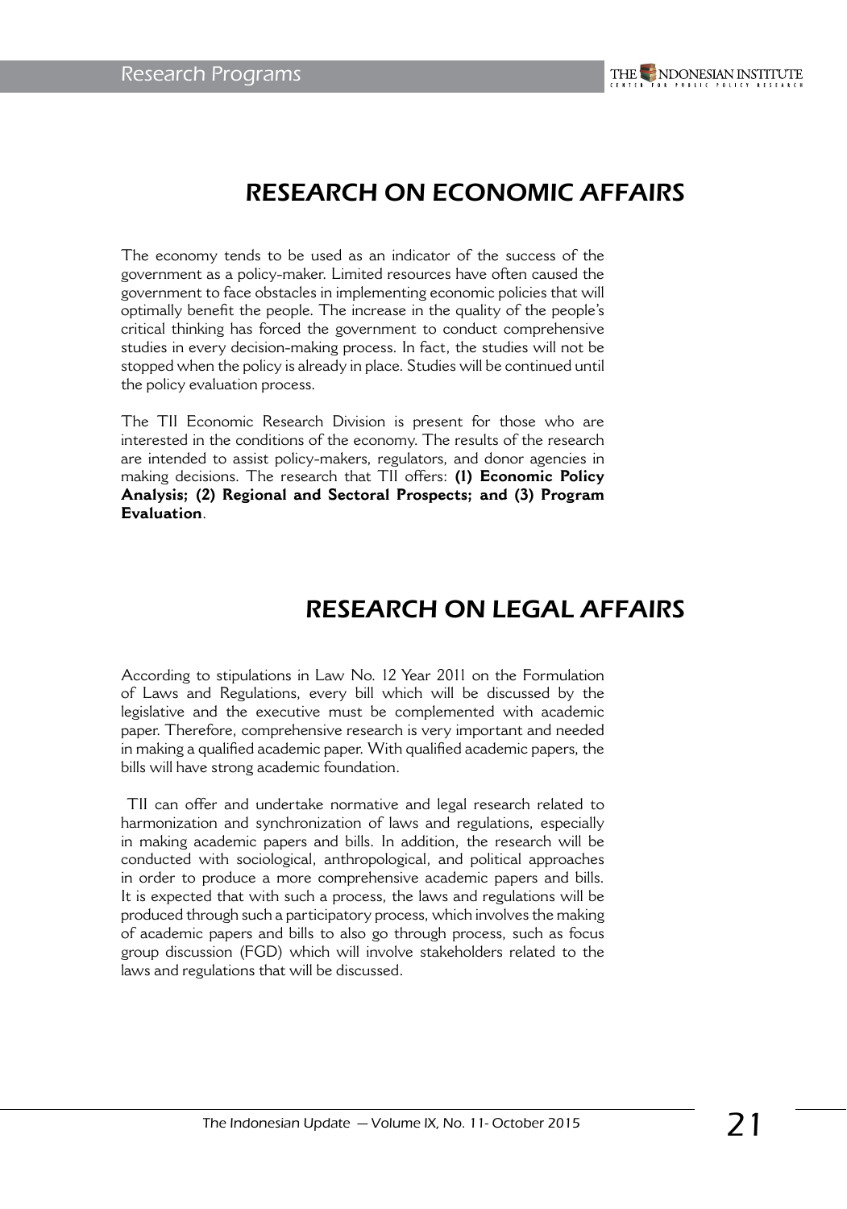## RESEARCH ON ECONOMIC AFFAIRS

The economy tends to be used as an indicator of the success of the government as a policy-maker. Limited resources have often caused the government to face obstacles in implementing economic policies that will optimally benefit the people. The increase in the quality of the people's critical thinking has forced the government to conduct comprehensive studies in every decision-making process. In fact, the studies will not be stopped when the policy is already in place. Studies will be continued until the policy evaluation process.

The TII Economic Research Division is present for those who are interested in the conditions of the economy. The results of the research are intended to assist policy-makers, regulators, and donor agencies in making decisions. The research that TII offers: **(1) Economic Policy Analysis; (2) Regional and Sectoral Prospects; and (3) Program Evaluation**.

## RESEARCH ON LEGAL AFFAIRS

According to stipulations in Law No. 12 Year 2011 on the Formulation of Laws and Regulations, every bill which will be discussed by the legislative and the executive must be complemented with academic paper. Therefore, comprehensive research is very important and needed in making a qualified academic paper. With qualified academic papers, the bills will have strong academic foundation.

TII can offer and undertake normative and legal research related to harmonization and synchronization of laws and regulations, especially in making academic papers and bills. In addition, the research will be conducted with sociological, anthropological, and political approaches in order to produce a more comprehensive academic papers and bills. It is expected that with such a process, the laws and regulations will be produced through such a participatory process, which involves the making of academic papers and bills to also go through process, such as focus group discussion (FGD) which will involve stakeholders related to the laws and regulations that will be discussed.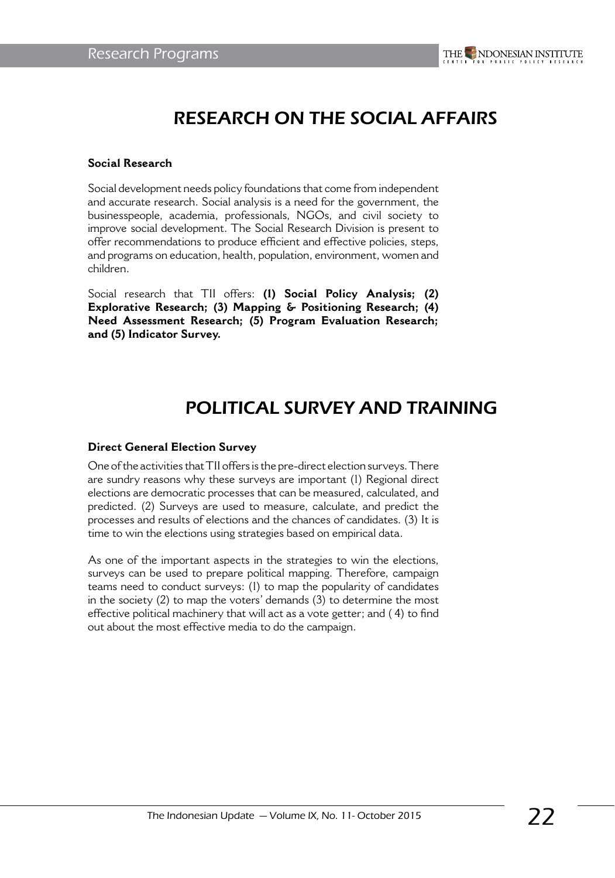# RESEARCH ON THE SOCIAL AFFAIRS

**Social Research**

Social development needs policy foundations that come from independent and accurate research. Social analysis is a need for the government, the businesspeople, academia, professionals, NGOs, and civil society to improve social development. The Social Research Division is present to offer recommendations to produce efficient and effective policies, steps, and programs on education, health, population, environment, women and children.

Social research that TII offers: **(1) Social Policy Analysis; (2) Explorative Research; (3) Mapping & Positioning Research; (4) Need Assessment Research; (5) Program Evaluation Research; and (5) Indicator Survey.**

# POLITICAL SURVEY AND TRAINING

**Direct General Election Survey**

One of the activities that TII offers is the pre-direct election surveys. There are sundry reasons why these surveys are important (1) Regional direct elections are democratic processes that can be measured, calculated, and predicted. (2) Surveys are used to measure, calculate, and predict the processes and results of elections and the chances of candidates. (3) It is time to win the elections using strategies based on empirical data.

As one of the important aspects in the strategies to win the elections, surveys can be used to prepare political mapping. Therefore, campaign teams need to conduct surveys: (1) to map the popularity of candidates in the society (2) to map the voters' demands (3) to determine the most effective political machinery that will act as a vote getter; and ( 4) to find out about the most effective media to do the campaign.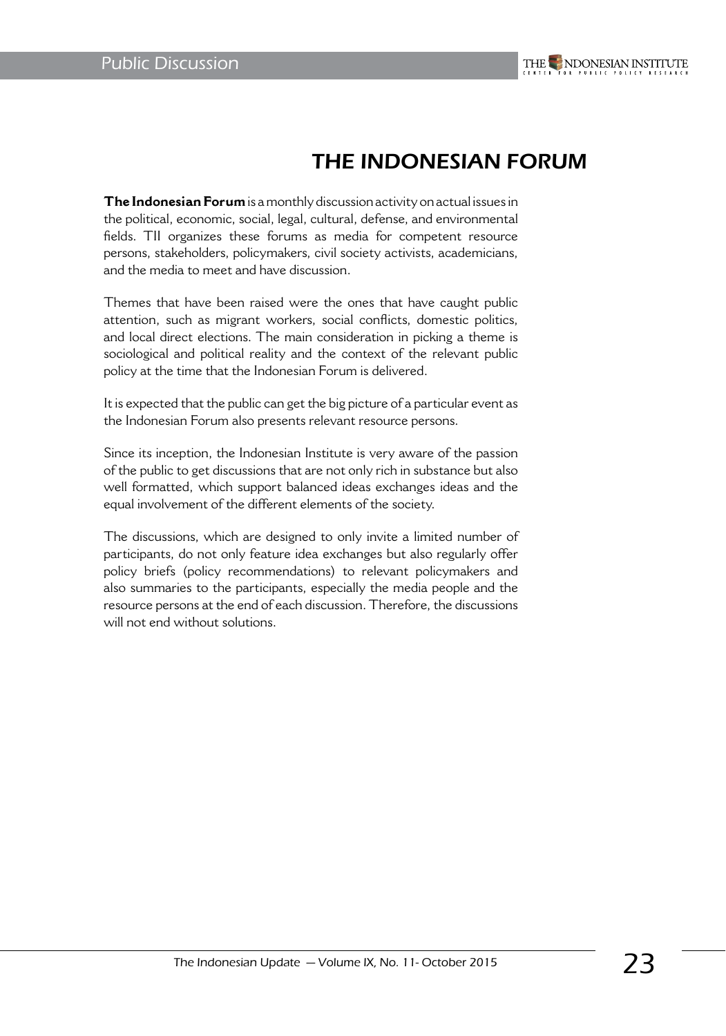# THE INDONESIAN FORUM

**The Indonesian Forum** is a monthly discussion activity on actual issues in the political, economic, social, legal, cultural, defense, and environmental fields. TII organizes these forums as media for competent resource persons, stakeholders, policymakers, civil society activists, academicians, and the media to meet and have discussion.

Themes that have been raised were the ones that have caught public attention, such as migrant workers, social conflicts, domestic politics, and local direct elections. The main consideration in picking a theme is sociological and political reality and the context of the relevant public policy at the time that the Indonesian Forum is delivered.

It is expected that the public can get the big picture of a particular event as the Indonesian Forum also presents relevant resource persons.

Since its inception, the Indonesian Institute is very aware of the passion of the public to get discussions that are not only rich in substance but also well formatted, which support balanced ideas exchanges ideas and the equal involvement of the different elements of the society.

The discussions, which are designed to only invite a limited number of participants, do not only feature idea exchanges but also regularly offer policy briefs (policy recommendations) to relevant policymakers and also summaries to the participants, especially the media people and the resource persons at the end of each discussion. Therefore, the discussions will not end without solutions.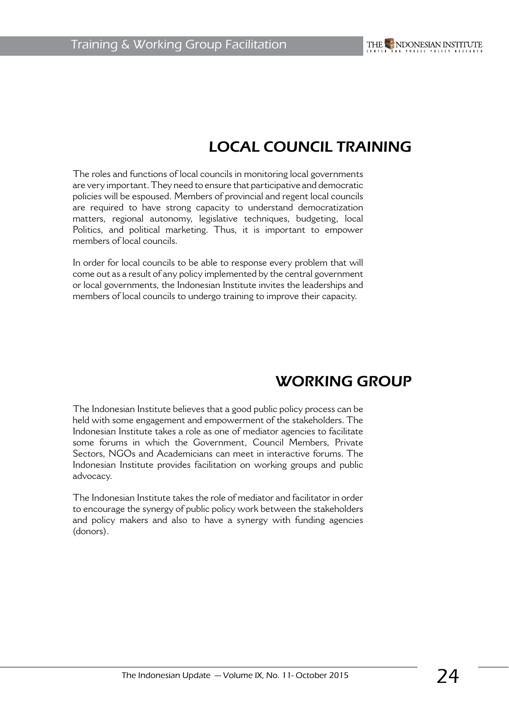## LOCAL COUNCIL TRAINING

The roles and functions of local councils in monitoring local governments are very important. They need to ensure that participative and democratic policies will be espoused. Members of provincial and regent local councils are required to have strong capacity to understand democratization matters, regional autonomy, legislative techniques, budgeting, local Politics, and political marketing. Thus, it is important to empower members of local councils.

In order for local councils to be able to response every problem that will come out as a result of any policy implemented by the central government or local governments, the Indonesian Institute invites the leaderships and members of local councils to undergo training to improve their capacity.

## WORKING GROUP

The Indonesian Institute believes that a good public policy process can be held with some engagement and empowerment of the stakeholders. The Indonesian Institute takes a role as one of mediator agencies to facilitate some forums in which the Government, Council Members, Private Sectors, NGOs and Academicians can meet in interactive forums. The Indonesian Institute provides facilitation on working groups and public advocacy.

The Indonesian Institute takes the role of mediator and facilitator in order to encourage the synergy of public policy work between the stakeholders and policy makers and also to have a synergy with funding agencies (donors).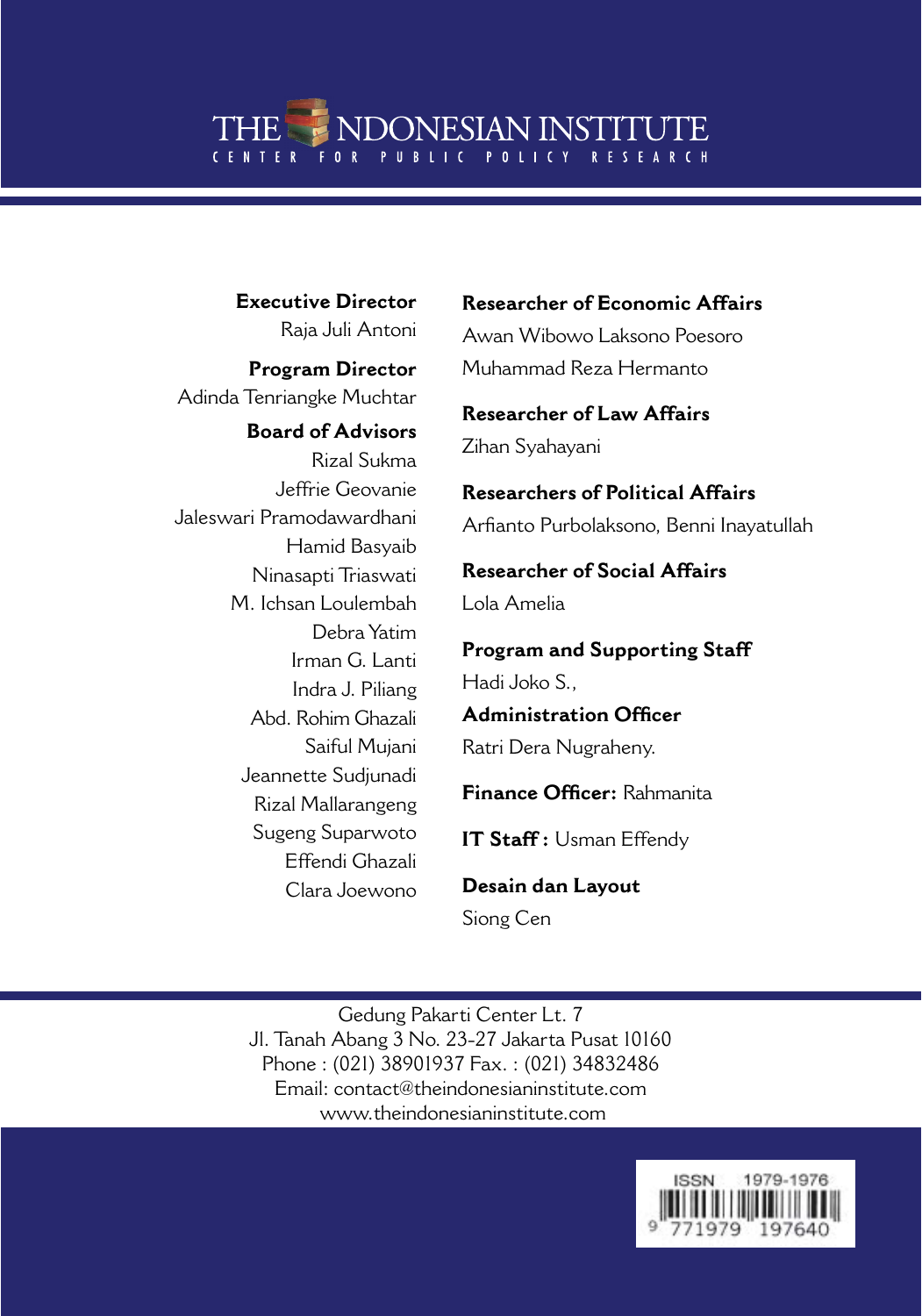# THE INDONESIAN INSTITUTE

CENTER FOR PUBLIC POLICY RESEARCH

**Executive Director**
Raja Juli Antoni

**Program Director**
Adinda Tenriangke Muchtar

**Board of Advisors**
Rizal Sukma
Jeffrie Geovanie
Jaleswari Pramodawardhani
Hamid Basyaib
Ninasapti Triaswati
M. Ichsan Loulembah
Debra Yatim
Irman G. Lanti
Indra J. Piliang
Abd. Rohim Ghazali
Saiful Mujani
Jeannette Sudjunadi
Rizal Mallarangeng
Sugeng Suparwoto
Effendi Ghazali
Clara Joewono

**Researcher of Economic Affairs**
Awan Wibowo Laksono Poesoro
Muhammad Reza Hermanto

**Researcher of Law Affairs**
Zihan Syahayani

**Researchers of Political Affairs**
Arfianto Purbolaksono, Benni Inayatullah

**Researcher of Social Affairs**
Lola Amelia

**Program and Supporting Staff**
Hadi Joko S.,

**Administration Officer**
Ratri Dera Nugraheny.

**Finance Officer:** Rahmanita

**IT Staff :** Usman Effendy

**Desain dan Layout**
Siong Cen

Gedung Pakarti Center Lt. 7
Jl. Tanah Abang 3 No. 23-27 Jakarta Pusat 10160
Phone : (021) 38901937 Fax. : (021) 34832486
Email: contact@theindonesianinstitute.com
www.theindonesianinstitute.com

ISSN 1979-1976
9 771979 197640